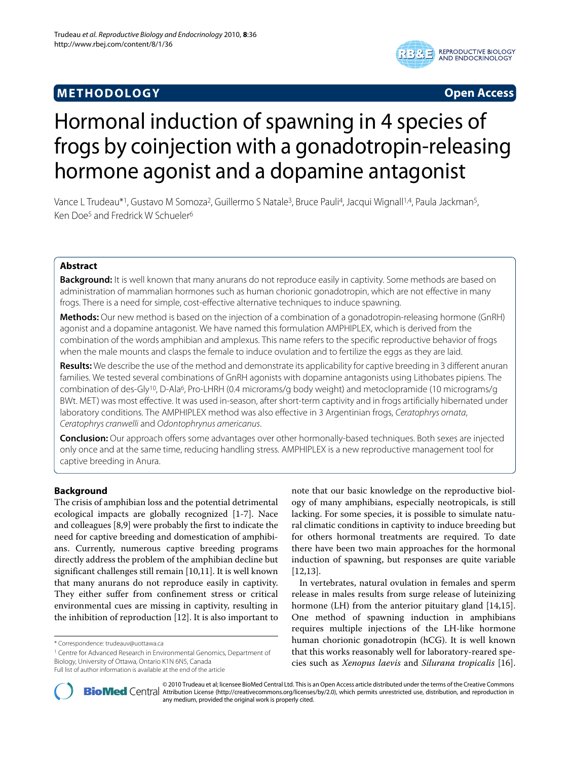**METHODOLOGY** **Open Access**

# Hormonal induction of spawning in 4 species of frogs by coinjection with a gonadotropin-releasing hormone agonist and a dopamine antagonist

Vance L Trudeau*[1], Gustavo M Somoza[2], Guillermo S Natale[3], Bruce Pauli[4], Jacqui Wignall[1,4], Paula Jackman[5], Ken Doe[5] and Fredrick W Schueler[6]

## Abstract

**Background:** It is well known that many anurans do not reproduce easily in captivity. Some methods are based on administration of mammalian hormones such as human chorionic gonadotropin, which are not effective in many frogs. There is a need for simple, cost-effective alternative techniques to induce spawning.

**Methods:** Our new method is based on the injection of a combination of a gonadotropin-releasing hormone (GnRH) agonist and a dopamine antagonist. We have named this formulation AMPHIPLEX, which is derived from the combination of the words amphibian and amplexus. This name refers to the specific reproductive behavior of frogs when the male mounts and clasps the female to induce ovulation and to fertilize the eggs as they are laid.

**Results:** We describe the use of the method and demonstrate its applicability for captive breeding in 3 different anuran families. We tested several combinations of GnRH agonists with dopamine antagonists using Lithobates pipiens. The combination of des-Gly[10], D-Ala[6], Pro-LHRH (0.4 micrograms/g body weight) and metoclopramide (10 micrograms/g BWt. MET) was most effective. It was used in-season, after short-term captivity and in frogs artificially hibernated under laboratory conditions. The AMPHIPLEX method was also effective in 3 Argentinian frogs, *Ceratophrys ornata*, *Ceratophrys cranwelli* and *Odontophrynus americanus*.

**Conclusion:** Our approach offers some advantages over other hormonally-based techniques. Both sexes are injected only once and at the same time, reducing handling stress. AMPHIPLEX is a new reproductive management tool for captive breeding in Anura.

## Background

The crisis of amphibian loss and the potential detrimental ecological impacts are globally recognized [1-7]. Nace and colleagues [8,9] were probably the first to indicate the need for captive breeding and domestication of amphibians. Currently, numerous captive breeding programs directly address the problem of the amphibian decline but significant challenges still remain [10,11]. It is well known that many anurans do not reproduce easily in captivity. They either suffer from confinement stress or critical environmental cues are missing in captivity, resulting in the inhibition of reproduction [12]. It is also important to note that our basic knowledge on the reproductive biology of many amphibians, especially neotropicals, is still lacking. For some species, it is possible to simulate natural climatic conditions in captivity to induce breeding but for others hormonal treatments are required. To date there have been two main approaches for the hormonal induction of spawning, but responses are quite variable [12,13].

In vertebrates, natural ovulation in females and sperm release in males results from surge release of luteinizing hormone (LH) from the anterior pituitary gland [14,15]. One method of spawning induction in amphibians requires multiple injections of the LH-like hormone human chorionic gonadotropin (hCG). It is well known that this works reasonably well for laboratory-reared species such as *Xenopus laevis* and *Silurana tropicalis* [16].

\* Correspondence: trudeauv@uottawa.ca

[1] Centre for Advanced Research in Environmental Genomics, Department of Biology, University of Ottawa, Ontario K1N 6N5, Canada

Full list of author information is available at the end of the article

© 2010 Trudeau et al; licensee BioMed Central Ltd. This is an Open Access article distributed under the terms of the Creative Commons Attribution License (http://creativecommons.org/licenses/by/2.0), which permits unrestricted use, distribution, and reproduction in any medium, provided the original work is properly cited.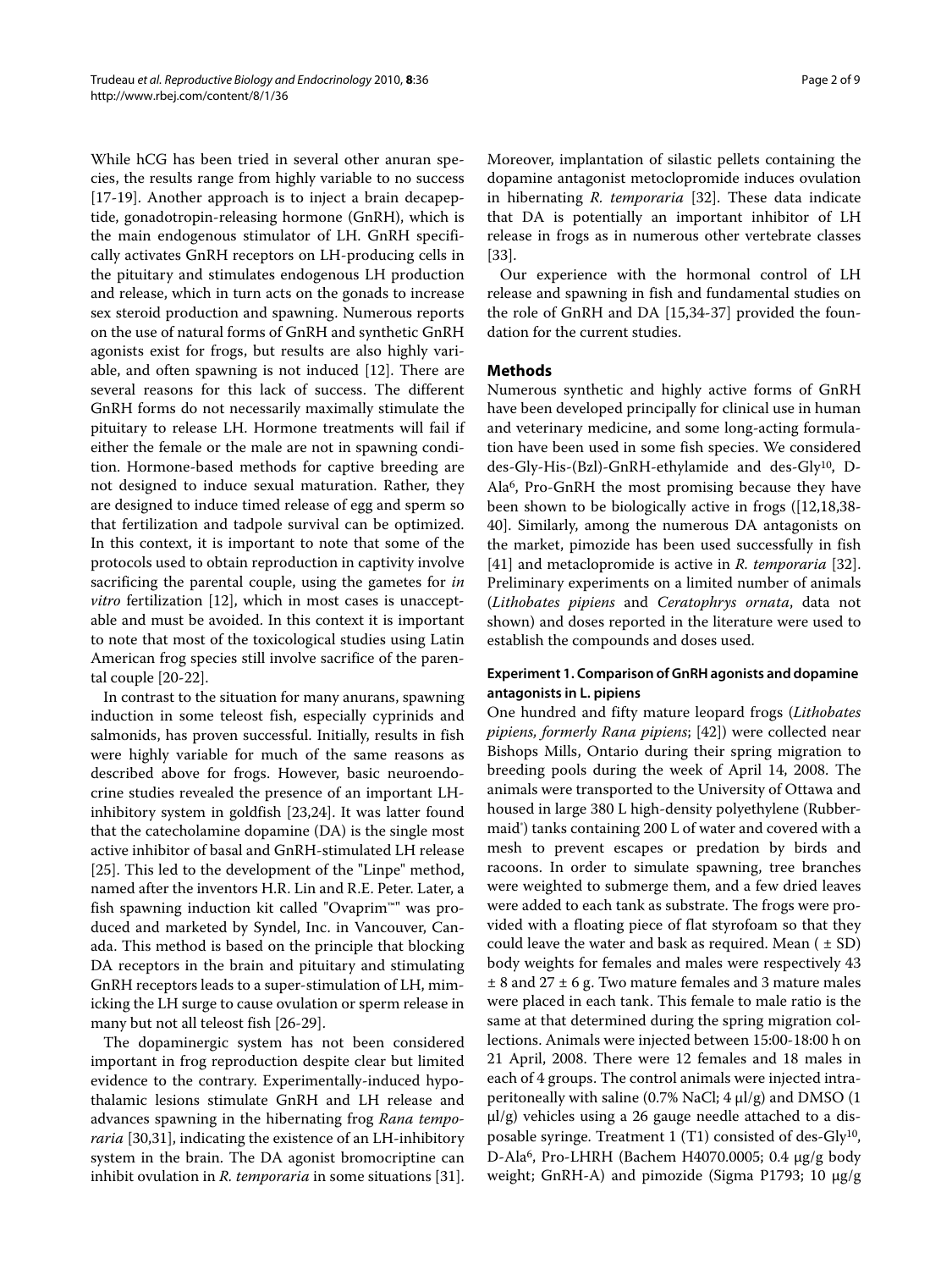While hCG has been tried in several other anuran species, the results range from highly variable to no success [17-19]. Another approach is to inject a brain decapeptide, gonadotropin-releasing hormone (GnRH), which is the main endogenous stimulator of LH. GnRH specifically activates GnRH receptors on LH-producing cells in the pituitary and stimulates endogenous LH production and release, which in turn acts on the gonads to increase sex steroid production and spawning. Numerous reports on the use of natural forms of GnRH and synthetic GnRH agonists exist for frogs, but results are also highly variable, and often spawning is not induced [12]. There are several reasons for this lack of success. The different GnRH forms do not necessarily maximally stimulate the pituitary to release LH. Hormone treatments will fail if either the female or the male are not in spawning condition. Hormone-based methods for captive breeding are not designed to induce sexual maturation. Rather, they are designed to induce timed release of egg and sperm so that fertilization and tadpole survival can be optimized. In this context, it is important to note that some of the protocols used to obtain reproduction in captivity involve sacrificing the parental couple, using the gametes for *in vitro* fertilization [12], which in most cases is unacceptable and must be avoided. In this context it is important to note that most of the toxicological studies using Latin American frog species still involve sacrifice of the parental couple [20-22].

In contrast to the situation for many anurans, spawning induction in some teleost fish, especially cyprinids and salmonids, has proven successful. Initially, results in fish were highly variable for much of the same reasons as described above for frogs. However, basic neuroendocrine studies revealed the presence of an important LH-inhibitory system in goldfish [23,24]. It was latter found that the catecholamine dopamine (DA) is the single most active inhibitor of basal and GnRH-stimulated LH release [25]. This led to the development of the "Linpe" method, named after the inventors H.R. Lin and R.E. Peter. Later, a fish spawning induction kit called "Ovaprim™" was produced and marketed by Syndel, Inc. in Vancouver, Canada. This method is based on the principle that blocking DA receptors in the brain and pituitary and stimulating GnRH receptors leads to a super-stimulation of LH, mimicking the LH surge to cause ovulation or sperm release in many but not all teleost fish [26-29].

The dopaminergic system has not been considered important in frog reproduction despite clear but limited evidence to the contrary. Experimentally-induced hypothalamic lesions stimulate GnRH and LH release and advances spawning in the hibernating frog *Rana temporaria* [30,31], indicating the existence of an LH-inhibitory system in the brain. The DA agonist bromocriptine can inhibit ovulation in *R. temporaria* in some situations [31]. Moreover, implantation of silastic pellets containing the dopamine antagonist metoclopromide induces ovulation in hibernating *R. temporaria* [32]. These data indicate that DA is potentially an important inhibitor of LH release in frogs as in numerous other vertebrate classes [33].

Our experience with the hormonal control of LH release and spawning in fish and fundamental studies on the role of GnRH and DA [15,34-37] provided the foundation for the current studies.

## Methods

Numerous synthetic and highly active forms of GnRH have been developed principally for clinical use in human and veterinary medicine, and some long-acting formulation have been used in some fish species. We considered des-Gly-His-(Bzl)-GnRH-ethylamide and des-Gly[10], D-Ala[6], Pro-GnRH the most promising because they have been shown to be biologically active in frogs ([12,18,38-40]. Similarly, among the numerous DA antagonists on the market, pimozide has been used successfully in fish [41] and metaclopromide is active in *R. temporaria* [32]. Preliminary experiments on a limited number of animals (*Lithobates pipiens* and *Ceratophrys ornata*, data not shown) and doses reported in the literature were used to establish the compounds and doses used.

### Experiment 1. Comparison of GnRH agonists and dopamine antagonists in L. pipiens

One hundred and fifty mature leopard frogs (*Lithobates pipiens, formerly Rana pipiens*; [42]) were collected near Bishops Mills, Ontario during their spring migration to breeding pools during the week of April 14, 2008. The animals were transported to the University of Ottawa and housed in large 380 L high-density polyethylene (Rubbermaid®) tanks containing 200 L of water and covered with a mesh to prevent escapes or predation by birds and racoons. In order to simulate spawning, tree branches were weighted to submerge them, and a few dried leaves were added to each tank as substrate. The frogs were provided with a floating piece of flat styrofoam so that they could leave the water and bask as required. Mean ( ± SD) body weights for females and males were respectively 43 ± 8 and 27 ± 6 g. Two mature females and 3 mature males were placed in each tank. This female to male ratio is the same at that determined during the spring migration collections. Animals were injected between 15:00-18:00 h on 21 April, 2008. There were 12 females and 18 males in each of 4 groups. The control animals were injected intraperitoneally with saline (0.7% NaCl; 4 μl/g) and DMSO (1 μl/g) vehicles using a 26 gauge needle attached to a disposable syringe. Treatment 1 (T1) consisted of des-Gly[10], D-Ala[6], Pro-LHRH (Bachem H4070.0005; 0.4 μg/g body weight; GnRH-A) and pimozide (Sigma P1793; 10 μg/g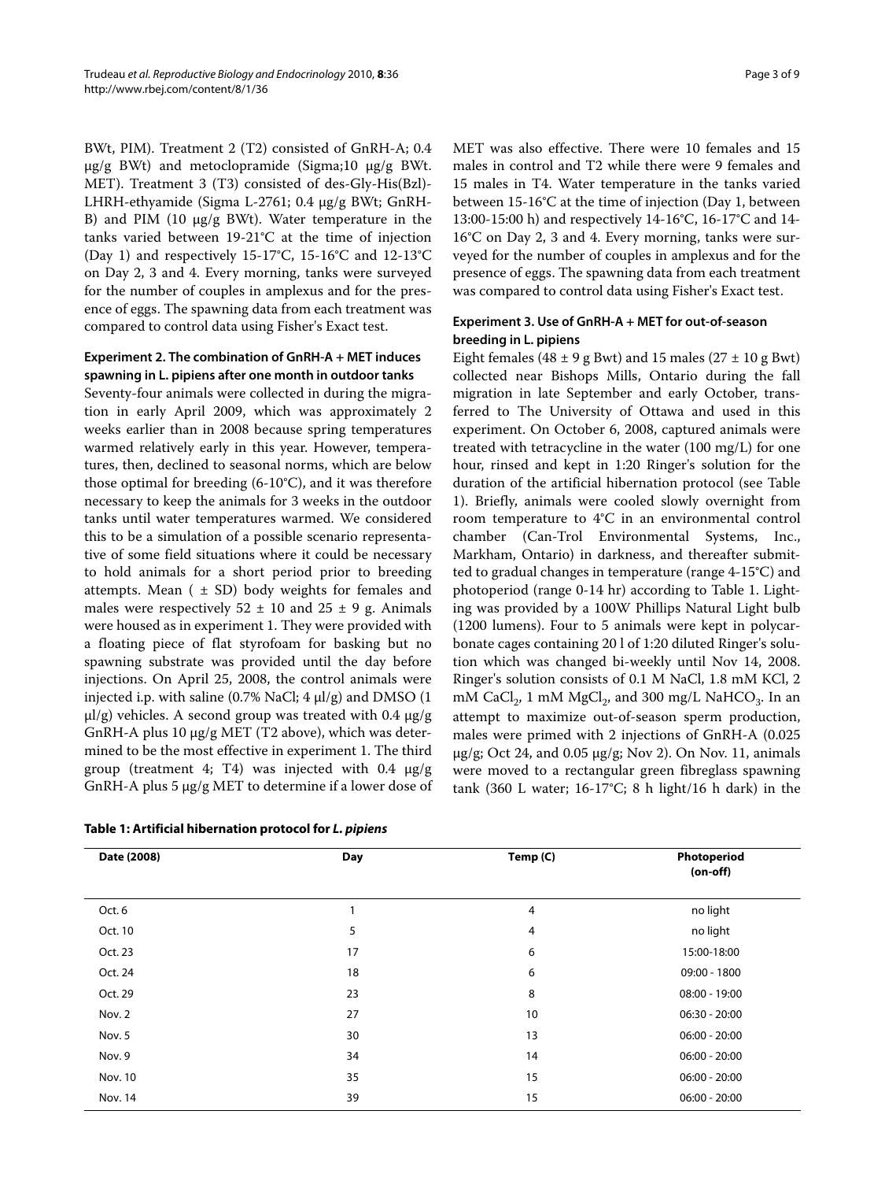BWt, PIM). Treatment 2 (T2) consisted of GnRH-A; 0.4 μg/g BWt) and metoclopramide (Sigma;10 μg/g BWt. MET). Treatment 3 (T3) consisted of des-Gly-His(Bzl)-LHRH-ethyamide (Sigma L-2761; 0.4 μg/g BWt; GnRH-B) and PIM (10 μg/g BWt). Water temperature in the tanks varied between 19-21°C at the time of injection (Day 1) and respectively 15-17°C, 15-16°C and 12-13°C on Day 2, 3 and 4. Every morning, tanks were surveyed for the number of couples in amplexus and for the presence of eggs. The spawning data from each treatment was compared to control data using Fisher's Exact test.

### Experiment 2. The combination of GnRH-A + MET induces spawning in L. pipiens after one month in outdoor tanks

Seventy-four animals were collected in during the migration in early April 2009, which was approximately 2 weeks earlier than in 2008 because spring temperatures warmed relatively early in this year. However, temperatures, then, declined to seasonal norms, which are below those optimal for breeding (6-10°C), and it was therefore necessary to keep the animals for 3 weeks in the outdoor tanks until water temperatures warmed. We considered this to be a simulation of a possible scenario representative of some field situations where it could be necessary to hold animals for a short period prior to breeding attempts. Mean ( ± SD) body weights for females and males were respectively 52 ± 10 and 25 ± 9 g. Animals were housed as in experiment 1. They were provided with a floating piece of flat styrofoam for basking but no spawning substrate was provided until the day before injections. On April 25, 2008, the control animals were injected i.p. with saline (0.7% NaCl; 4 μl/g) and DMSO (1 μl/g) vehicles. A second group was treated with 0.4 μg/g GnRH-A plus 10 μg/g MET (T2 above), which was determined to be the most effective in experiment 1. The third group (treatment 4; T4) was injected with 0.4 μg/g GnRH-A plus 5 μg/g MET to determine if a lower dose of MET was also effective. There were 10 females and 15 males in control and T2 while there were 9 females and 15 males in T4. Water temperature in the tanks varied between 15-16°C at the time of injection (Day 1, between 13:00-15:00 h) and respectively 14-16°C, 16-17°C and 14-16°C on Day 2, 3 and 4. Every morning, tanks were surveyed for the number of couples in amplexus and for the presence of eggs. The spawning data from each treatment was compared to control data using Fisher's Exact test.

### Experiment 3. Use of GnRH-A + MET for out-of-season breeding in L. pipiens

Eight females (48 ± 9 g Bwt) and 15 males (27 ± 10 g Bwt) collected near Bishops Mills, Ontario during the fall migration in late September and early October, transferred to The University of Ottawa and used in this experiment. On October 6, 2008, captured animals were treated with tetracycline in the water (100 mg/L) for one hour, rinsed and kept in 1:20 Ringer's solution for the duration of the artificial hibernation protocol (see Table 1). Briefly, animals were cooled slowly overnight from room temperature to 4°C in an environmental control chamber (Can-Trol Environmental Systems, Inc., Markham, Ontario) in darkness, and thereafter submitted to gradual changes in temperature (range 4-15°C) and photoperiod (range 0-14 hr) according to Table 1. Lighting was provided by a 100W Phillips Natural Light bulb (1200 lumens). Four to 5 animals were kept in polycarbonate cages containing 20 l of 1:20 diluted Ringer's solution which was changed bi-weekly until Nov 14, 2008. Ringer's solution consists of 0.1 M NaCl, 1.8 mM KCl, 2 mM $CaCl_2$, 1 mM $MgCl_2$, and 300 mg/L $NaHCO_3$. In an attempt to maximize out-of-season sperm production, males were primed with 2 injections of GnRH-A (0.025 μg/g; Oct 24, and 0.05 μg/g; Nov 2). On Nov. 11, animals were moved to a rectangular green fibreglass spawning tank (360 L water; 16-17°C; 8 h light/16 h dark) in the

**Table 1: Artificial hibernation protocol for *L. pipiens***

| Date (2008) | Day | Temp (C) | Photoperiod (on-off) |
|---|---|---|---|
| Oct. 6 | 1 | 4 | no light |
| Oct. 10 | 5 | 4 | no light |
| Oct. 23 | 17 | 6 | 15:00-18:00 |
| Oct. 24 | 18 | 6 | 09:00 - 1800 |
| Oct. 29 | 23 | 8 | 08:00 - 19:00 |
| Nov. 2 | 27 | 10 | 06:30 - 20:00 |
| Nov. 5 | 30 | 13 | 06:00 - 20:00 |
| Nov. 9 | 34 | 14 | 06:00 - 20:00 |
| Nov. 10 | 35 | 15 | 06:00 - 20:00 |
| Nov. 14 | 39 | 15 | 06:00 - 20:00 |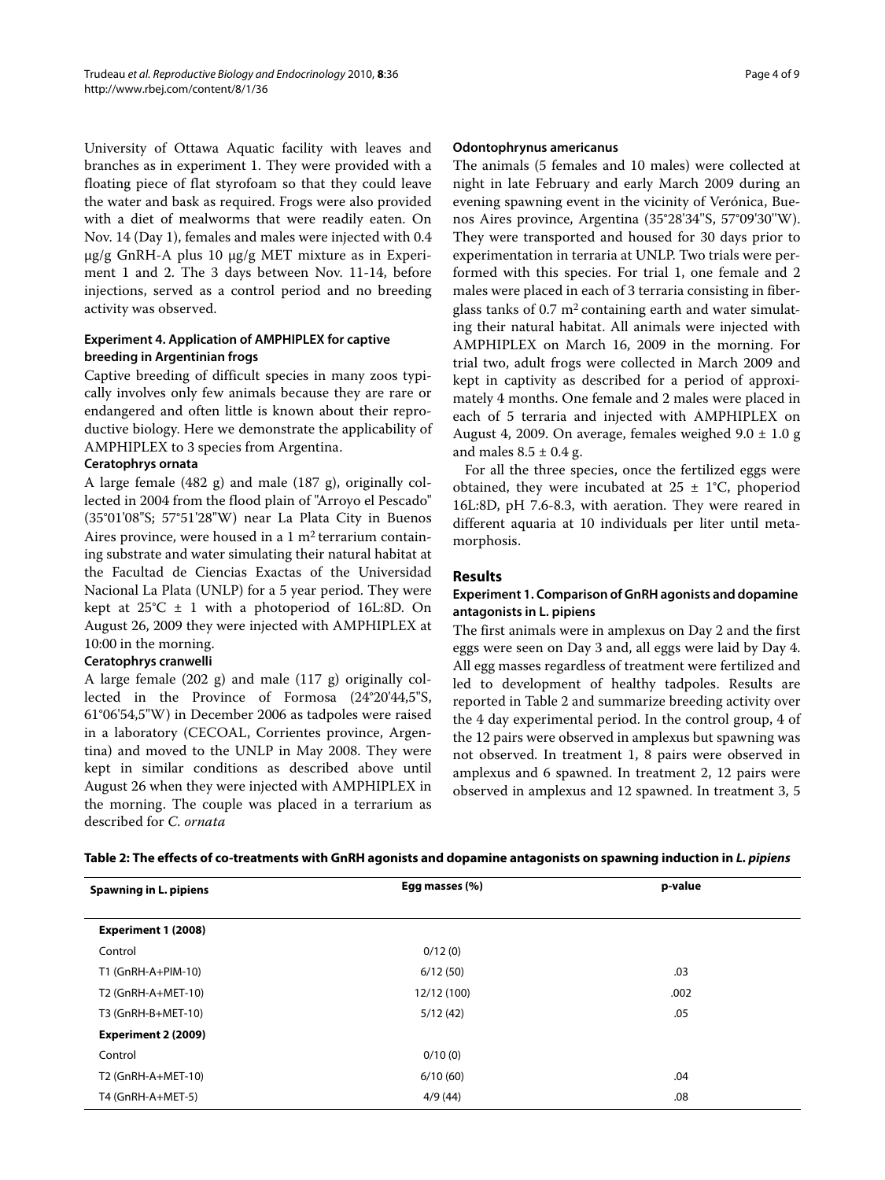University of Ottawa Aquatic facility with leaves and branches as in experiment 1. They were provided with a floating piece of flat styrofoam so that they could leave the water and bask as required. Frogs were also provided with a diet of mealworms that were readily eaten. On Nov. 14 (Day 1), females and males were injected with 0.4 μg/g GnRH-A plus 10 μg/g MET mixture as in Experiment 1 and 2. The 3 days between Nov. 11-14, before injections, served as a control period and no breeding activity was observed.

### Experiment 4. Application of AMPHIPLEX for captive breeding in Argentinian frogs

Captive breeding of difficult species in many zoos typically involves only few animals because they are rare or endangered and often little is known about their reproductive biology. Here we demonstrate the applicability of AMPHIPLEX to 3 species from Argentina.

#### Ceratophrys ornata

A large female (482 g) and male (187 g), originally collected in 2004 from the flood plain of "Arroyo el Pescado" (35°01'08"S; 57°51'28"W) near La Plata City in Buenos Aires province, were housed in a 1 $m^2$ terrarium containing substrate and water simulating their natural habitat at the Facultad de Ciencias Exactas of the Universidad Nacional La Plata (UNLP) for a 5 year period. They were kept at 25°C ± 1 with a photoperiod of 16L:8D. On August 26, 2009 they were injected with AMPHIPLEX at 10:00 in the morning.

#### Ceratophrys cranwelli

A large female (202 g) and male (117 g) originally collected in the Province of Formosa (24°20'44,5"S, 61°06'54,5"W) in December 2006 as tadpoles were raised in a laboratory (CECOAL, Corrientes province, Argentina) and moved to the UNLP in May 2008. They were kept in similar conditions as described above until August 26 when they were injected with AMPHIPLEX in the morning. The couple was placed in a terrarium as described for *C. ornata*

#### Odontophrynus americanus

The animals (5 females and 10 males) were collected at night in late February and early March 2009 during an evening spawning event in the vicinity of Verónica, Buenos Aires province, Argentina (35°28'34"S, 57°09'30"W). They were transported and housed for 30 days prior to experimentation in terraria at UNLP. Two trials were performed with this species. For trial 1, one female and 2 males were placed in each of 3 terraria consisting in fiberglass tanks of 0.7 $m^2$ containing earth and water simulating their natural habitat. All animals were injected with AMPHIPLEX on March 16, 2009 in the morning. For trial two, adult frogs were collected in March 2009 and kept in captivity as described for a period of approximately 4 months. One female and 2 males were placed in each of 5 terraria and injected with AMPHIPLEX on August 4, 2009. On average, females weighed 9.0 ± 1.0 g and males 8.5 ± 0.4 g.

For all the three species, once the fertilized eggs were obtained, they were incubated at 25 ± 1°C, phoperiod 16L:8D, pH 7.6-8.3, with aeration. They were reared in different aquaria at 10 individuals per liter until metamorphosis.

## Results

### Experiment 1. Comparison of GnRH agonists and dopamine antagonists in L. pipiens

The first animals were in amplexus on Day 2 and the first eggs were seen on Day 3 and, all eggs were laid by Day 4. All egg masses regardless of treatment were fertilized and led to development of healthy tadpoles. Results are reported in Table 2 and summarize breeding activity over the 4 day experimental period. In the control group, 4 of the 12 pairs were observed in amplexus but spawning was not observed. In treatment 1, 8 pairs were observed in amplexus and 6 spawned. In treatment 2, 12 pairs were observed in amplexus and 12 spawned. In treatment 3, 5

**Table 2: The effects of co-treatments with GnRH agonists and dopamine antagonists on spawning induction in *L. pipiens***

| Spawning in L. pipiens | Egg masses (%) | p-value |
|---|---|---|
| **Experiment 1 (2008)** | | |
| Control | 0/12 (0) | |
| T1 (GnRH-A+PIM-10) | 6/12 (50) | .03 |
| T2 (GnRH-A+MET-10) | 12/12 (100) | .002 |
| T3 (GnRH-B+MET-10) | 5/12 (42) | .05 |
| **Experiment 2 (2009)** | | |
| Control | 0/10 (0) | |
| T2 (GnRH-A+MET-10) | 6/10 (60) | .04 |
| T4 (GnRH-A+MET-5) | 4/9 (44) | .08 |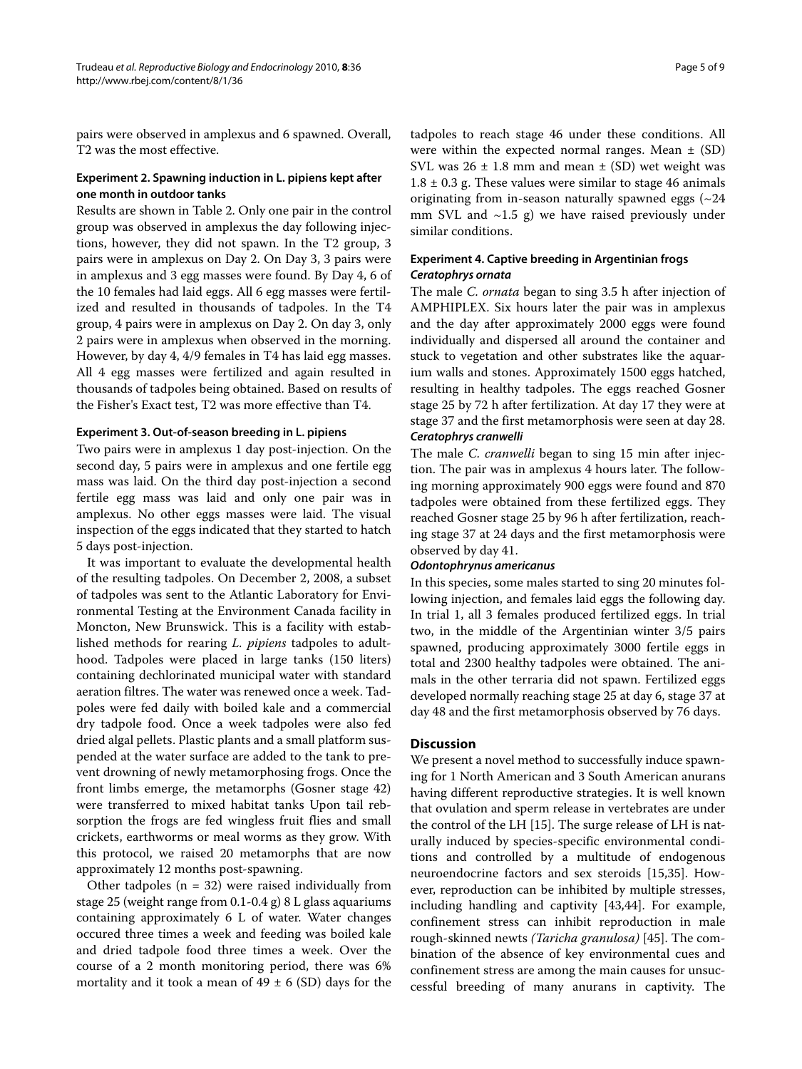pairs were observed in amplexus and 6 spawned. Overall, T2 was the most effective.

### Experiment 2. Spawning induction in L. pipiens kept after one month in outdoor tanks

Results are shown in Table 2. Only one pair in the control group was observed in amplexus the day following injections, however, they did not spawn. In the T2 group, 3 pairs were in amplexus on Day 2. On Day 3, 3 pairs were in amplexus and 3 egg masses were found. By Day 4, 6 of the 10 females had laid eggs. All 6 egg masses were fertilized and resulted in thousands of tadpoles. In the T4 group, 4 pairs were in amplexus on Day 2. On day 3, only 2 pairs were in amplexus when observed in the morning. However, by day 4, 4/9 females in T4 has laid egg masses. All 4 egg masses were fertilized and again resulted in thousands of tadpoles being obtained. Based on results of the Fisher's Exact test, T2 was more effective than T4.

### Experiment 3. Out-of-season breeding in L. pipiens

Two pairs were in amplexus 1 day post-injection. On the second day, 5 pairs were in amplexus and one fertile egg mass was laid. On the third day post-injection a second fertile egg mass was laid and only one pair was in amplexus. No other eggs masses were laid. The visual inspection of the eggs indicated that they started to hatch 5 days post-injection.

It was important to evaluate the developmental health of the resulting tadpoles. On December 2, 2008, a subset of tadpoles was sent to the Atlantic Laboratory for Environmental Testing at the Environment Canada facility in Moncton, New Brunswick. This is a facility with established methods for rearing *L. pipiens* tadpoles to adulthood. Tadpoles were placed in large tanks (150 liters) containing dechlorinated municipal water with standard aeration filtres. The water was renewed once a week. Tadpoles were fed daily with boiled kale and a commercial dry tadpole food. Once a week tadpoles were also fed dried algal pellets. Plastic plants and a small platform suspended at the water surface are added to the tank to prevent drowning of newly metamorphosing frogs. Once the front limbs emerge, the metamorphs (Gosner stage 42) were transferred to mixed habitat tanks Upon tail rebsorption the frogs are fed wingless fruit flies and small crickets, earthworms or meal worms as they grow. With this protocol, we raised 20 metamorphs that are now approximately 12 months post-spawning.

Other tadpoles (n = 32) were raised individually from stage 25 (weight range from 0.1-0.4 g) 8 L glass aquariums containing approximately 6 L of water. Water changes occured three times a week and feeding was boiled kale and dried tadpole food three times a week. Over the course of a 2 month monitoring period, there was 6% mortality and it took a mean of 49 ± 6 (SD) days for the tadpoles to reach stage 46 under these conditions. All were within the expected normal ranges. Mean ± (SD) SVL was 26 ± 1.8 mm and mean ± (SD) wet weight was 1.8 ± 0.3 g. These values were similar to stage 46 animals originating from in-season naturally spawned eggs (~24 mm SVL and ~1.5 g) we have raised previously under similar conditions.

### Experiment 4. Captive breeding in Argentinian frogs

#### *Ceratophrys ornata*

The male *C. ornata* began to sing 3.5 h after injection of AMPHIPLEX. Six hours later the pair was in amplexus and the day after approximately 2000 eggs were found individually and dispersed all around the container and stuck to vegetation and other substrates like the aquarium walls and stones. Approximately 1500 eggs hatched, resulting in healthy tadpoles. The eggs reached Gosner stage 25 by 72 h after fertilization. At day 17 they were at stage 37 and the first metamorphosis were seen at day 28.

#### *Ceratophrys cranwelli*

The male *C. cranwelli* began to sing 15 min after injection. The pair was in amplexus 4 hours later. The following morning approximately 900 eggs were found and 870 tadpoles were obtained from these fertilized eggs. They reached Gosner stage 25 by 96 h after fertilization, reaching stage 37 at 24 days and the first metamorphosis were observed by day 41.

#### *Odontophrynus americanus*

In this species, some males started to sing 20 minutes following injection, and females laid eggs the following day. In trial 1, all 3 females produced fertilized eggs. In trial two, in the middle of the Argentinian winter 3/5 pairs spawned, producing approximately 3000 fertile eggs in total and 2300 healthy tadpoles were obtained. The animals in the other terraria did not spawn. Fertilized eggs developed normally reaching stage 25 at day 6, stage 37 at day 48 and the first metamorphosis observed by 76 days.

## Discussion

We present a novel method to successfully induce spawning for 1 North American and 3 South American anurans having different reproductive strategies. It is well known that ovulation and sperm release in vertebrates are under the control of the LH [15]. The surge release of LH is naturally induced by species-specific environmental conditions and controlled by a multitude of endogenous neuroendocrine factors and sex steroids [15,35]. However, reproduction can be inhibited by multiple stresses, including handling and captivity [43,44]. For example, confinement stress can inhibit reproduction in male rough-skinned newts *(Taricha granulosa)* [45]. The combination of the absence of key environmental cues and confinement stress are among the main causes for unsuccessful breeding of many anurans in captivity. The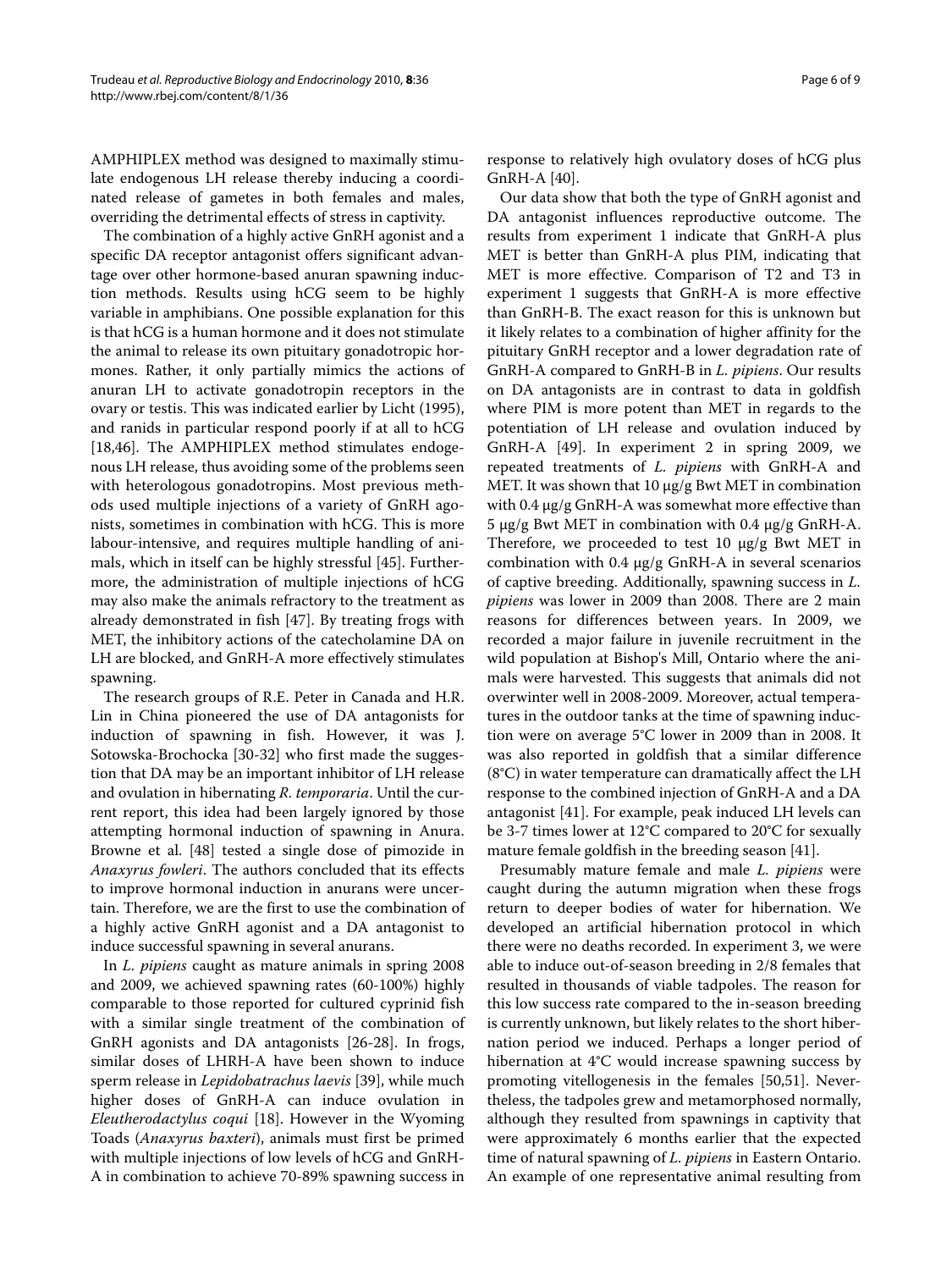AMPHIPLEX method was designed to maximally stimulate endogenous LH release thereby inducing a coordinated release of gametes in both females and males, overriding the detrimental effects of stress in captivity.

The combination of a highly active GnRH agonist and a specific DA receptor antagonist offers significant advantage over other hormone-based anuran spawning induction methods. Results using hCG seem to be highly variable in amphibians. One possible explanation for this is that hCG is a human hormone and it does not stimulate the animal to release its own pituitary gonadotropic hormones. Rather, it only partially mimics the actions of anuran LH to activate gonadotropin receptors in the ovary or testis. This was indicated earlier by Licht (1995), and ranids in particular respond poorly if at all to hCG [18,46]. The AMPHIPLEX method stimulates endogenous LH release, thus avoiding some of the problems seen with heterologous gonadotropins. Most previous methods used multiple injections of a variety of GnRH agonists, sometimes in combination with hCG. This is more labour-intensive, and requires multiple handling of animals, which in itself can be highly stressful [45]. Furthermore, the administration of multiple injections of hCG may also make the animals refractory to the treatment as already demonstrated in fish [47]. By treating frogs with MET, the inhibitory actions of the catecholamine DA on LH are blocked, and GnRH-A more effectively stimulates spawning.

The research groups of R.E. Peter in Canada and H.R. Lin in China pioneered the use of DA antagonists for induction of spawning in fish. However, it was J. Sotowska-Brochocka [30-32] who first made the suggestion that DA may be an important inhibitor of LH release and ovulation in hibernating *R. temporaria*. Until the current report, this idea had been largely ignored by those attempting hormonal induction of spawning in Anura. Browne et al. [48] tested a single dose of pimozide in *Anaxyrus fowleri*. The authors concluded that its effects to improve hormonal induction in anurans were uncertain. Therefore, we are the first to use the combination of a highly active GnRH agonist and a DA antagonist to induce successful spawning in several anurans.

In *L. pipiens* caught as mature animals in spring 2008 and 2009, we achieved spawning rates (60-100%) highly comparable to those reported for cultured cyprinid fish with a similar single treatment of the combination of GnRH agonists and DA antagonists [26-28]. In frogs, similar doses of LHRH-A have been shown to induce sperm release in *Lepidobatrachus laevis* [39], while much higher doses of GnRH-A can induce ovulation in *Eleutherodactylus coqui* [18]. However in the Wyoming Toads (*Anaxyrus baxteri*), animals must first be primed with multiple injections of low levels of hCG and GnRH-A in combination to achieve 70-89% spawning success in response to relatively high ovulatory doses of hCG plus GnRH-A [40].

Our data show that both the type of GnRH agonist and DA antagonist influences reproductive outcome. The results from experiment 1 indicate that GnRH-A plus MET is better than GnRH-A plus PIM, indicating that MET is more effective. Comparison of T2 and T3 in experiment 1 suggests that GnRH-A is more effective than GnRH-B. The exact reason for this is unknown but it likely relates to a combination of higher affinity for the pituitary GnRH receptor and a lower degradation rate of GnRH-A compared to GnRH-B in *L. pipiens*. Our results on DA antagonists are in contrast to data in goldfish where PIM is more potent than MET in regards to the potentiation of LH release and ovulation induced by GnRH-A [49]. In experiment 2 in spring 2009, we repeated treatments of *L. pipiens* with GnRH-A and MET. It was shown that 10 μg/g Bwt MET in combination with 0.4 μg/g GnRH-A was somewhat more effective than 5 μg/g Bwt MET in combination with 0.4 μg/g GnRH-A. Therefore, we proceeded to test 10 μg/g Bwt MET in combination with 0.4 μg/g GnRH-A in several scenarios of captive breeding. Additionally, spawning success in *L. pipiens* was lower in 2009 than 2008. There are 2 main reasons for differences between years. In 2009, we recorded a major failure in juvenile recruitment in the wild population at Bishop's Mill, Ontario where the animals were harvested. This suggests that animals did not overwinter well in 2008-2009. Moreover, actual temperatures in the outdoor tanks at the time of spawning induction were on average 5°C lower in 2009 than in 2008. It was also reported in goldfish that a similar difference (8°C) in water temperature can dramatically affect the LH response to the combined injection of GnRH-A and a DA antagonist [41]. For example, peak induced LH levels can be 3-7 times lower at 12°C compared to 20°C for sexually mature female goldfish in the breeding season [41].

Presumably mature female and male *L. pipiens* were caught during the autumn migration when these frogs return to deeper bodies of water for hibernation. We developed an artificial hibernation protocol in which there were no deaths recorded. In experiment 3, we were able to induce out-of-season breeding in 2/8 females that resulted in thousands of viable tadpoles. The reason for this low success rate compared to the in-season breeding is currently unknown, but likely relates to the short hibernation period we induced. Perhaps a longer period of hibernation at 4°C would increase spawning success by promoting vitellogenesis in the females [50,51]. Nevertheless, the tadpoles grew and metamorphosed normally, although they resulted from spawnings in captivity that were approximately 6 months earlier that the expected time of natural spawning of *L. pipiens* in Eastern Ontario. An example of one representative animal resulting from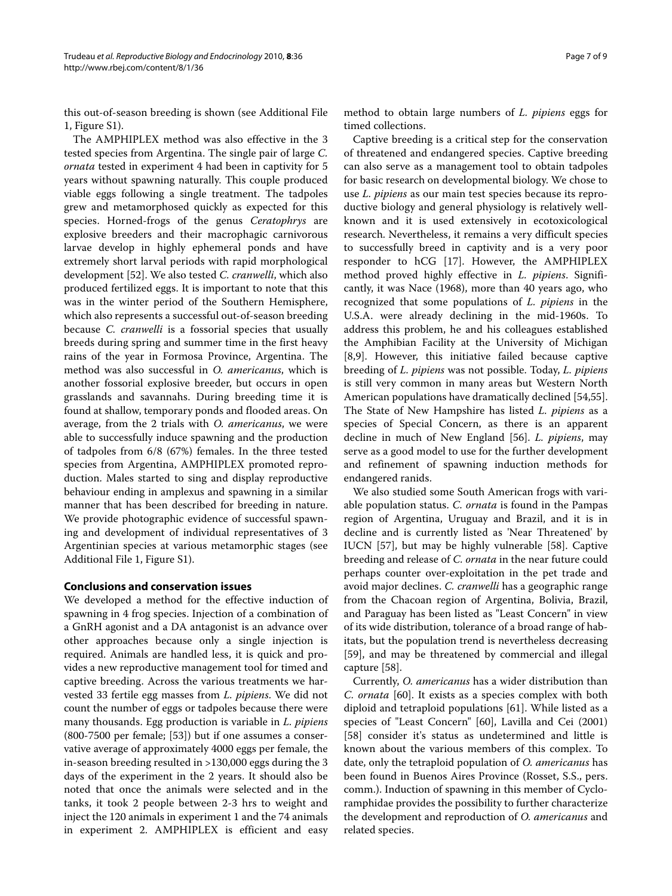this out-of-season breeding is shown (see Additional File 1, Figure S1).

The AMPHIPLEX method was also effective in the 3 tested species from Argentina. The single pair of large *C. ornata* tested in experiment 4 had been in captivity for 5 years without spawning naturally. This couple produced viable eggs following a single treatment. The tadpoles grew and metamorphosed quickly as expected for this species. Horned-frogs of the genus *Ceratophrys* are explosive breeders and their macrophagic carnivorous larvae develop in highly ephemeral ponds and have extremely short larval periods with rapid morphological development [52]. We also tested *C. cranwelli*, which also produced fertilized eggs. It is important to note that this was in the winter period of the Southern Hemisphere, which also represents a successful out-of-season breeding because *C. cranwelli* is a fossorial species that usually breeds during spring and summer time in the first heavy rains of the year in Formosa Province, Argentina. The method was also successful in *O. americanus*, which is another fossorial explosive breeder, but occurs in open grasslands and savannahs. During breeding time it is found at shallow, temporary ponds and flooded areas. On average, from the 2 trials with *O. americanus*, we were able to successfully induce spawning and the production of tadpoles from 6/8 (67%) females. In the three tested species from Argentina, AMPHIPLEX promoted reproduction. Males started to sing and display reproductive behaviour ending in amplexus and spawning in a similar manner that has been described for breeding in nature. We provide photographic evidence of successful spawning and development of individual representatives of 3 Argentinian species at various metamorphic stages (see Additional File 1, Figure S1).

## Conclusions and conservation issues

We developed a method for the effective induction of spawning in 4 frog species. Injection of a combination of a GnRH agonist and a DA antagonist is an advance over other approaches because only a single injection is required. Animals are handled less, it is quick and provides a new reproductive management tool for timed and captive breeding. Across the various treatments we harvested 33 fertile egg masses from *L. pipiens*. We did not count the number of eggs or tadpoles because there were many thousands. Egg production is variable in *L. pipiens* (800-7500 per female; [53]) but if one assumes a conservative average of approximately 4000 eggs per female, the in-season breeding resulted in >130,000 eggs during the 3 days of the experiment in the 2 years. It should also be noted that once the animals were selected and in the tanks, it took 2 people between 2-3 hrs to weight and inject the 120 animals in experiment 1 and the 74 animals in experiment 2. AMPHIPLEX is efficient and easy method to obtain large numbers of *L. pipiens* eggs for timed collections.

Captive breeding is a critical step for the conservation of threatened and endangered species. Captive breeding can also serve as a management tool to obtain tadpoles for basic research on developmental biology. We chose to use *L. pipiens* as our main test species because its reproductive biology and general physiology is relatively well-known and it is used extensively in ecotoxicological research. Nevertheless, it remains a very difficult species to successfully breed in captivity and is a very poor responder to hCG [17]. However, the AMPHIPLEX method proved highly effective in *L. pipiens*. Significantly, it was Nace (1968), more than 40 years ago, who recognized that some populations of *L. pipiens* in the U.S.A. were already declining in the mid-1960s. To address this problem, he and his colleagues established the Amphibian Facility at the University of Michigan [8,9]. However, this initiative failed because captive breeding of *L. pipiens* was not possible. Today, *L. pipiens* is still very common in many areas but Western North American populations have dramatically declined [54,55]. The State of New Hampshire has listed *L. pipiens* as a species of Special Concern, as there is an apparent decline in much of New England [56]. *L. pipiens*, may serve as a good model to use for the further development and refinement of spawning induction methods for endangered ranids.

We also studied some South American frogs with variable population status. *C. ornata* is found in the Pampas region of Argentina, Uruguay and Brazil, and it is in decline and is currently listed as 'Near Threatened' by IUCN [57], but may be highly vulnerable [58]. Captive breeding and release of *C. ornata* in the near future could perhaps counter over-exploitation in the pet trade and avoid major declines. *C. cranwelli* has a geographic range from the Chacoan region of Argentina, Bolivia, Brazil, and Paraguay has been listed as "Least Concern" in view of its wide distribution, tolerance of a broad range of habitats, but the population trend is nevertheless decreasing [59], and may be threatened by commercial and illegal capture [58].

Currently, *O. americanus* has a wider distribution than *C. ornata* [60]. It exists as a species complex with both diploid and tetraploid populations [61]. While listed as a species of "Least Concern" [60], Lavilla and Cei (2001) [58] consider it's status as undetermined and little is known about the various members of this complex. To date, only the tetraploid population of *O. americanus* has been found in Buenos Aires Province (Rosset, S.S., pers. comm.). Induction of spawning in this member of Cycloramphidae provides the possibility to further characterize the development and reproduction of *O. americanus* and related species.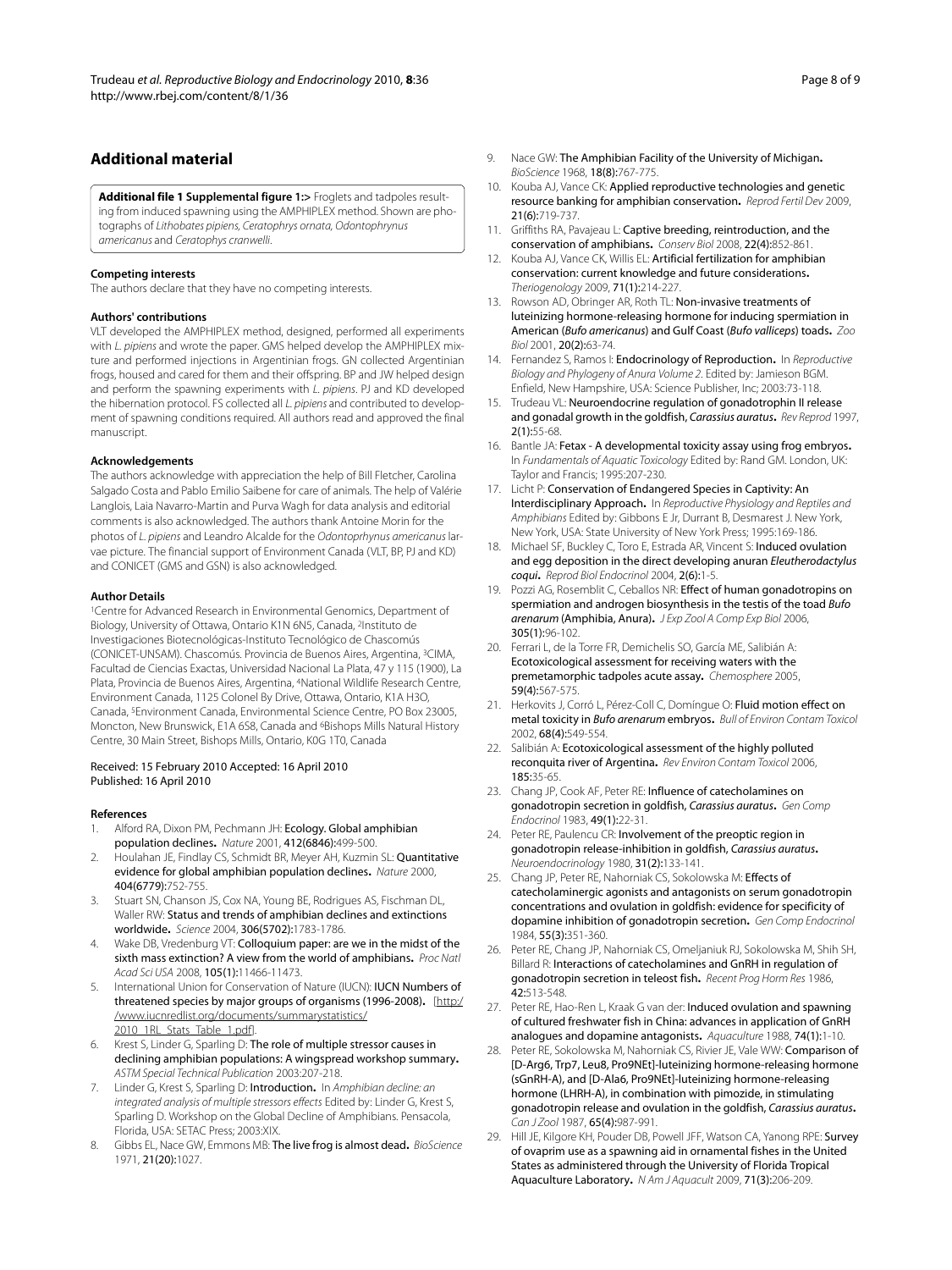## Additional material

**Additional file 1 Supplemental figure 1:>** Froglets and tadpoles resulting from induced spawning using the AMPHIPLEX method. Shown are photographs of *Lithobates pipiens*, *Ceratophrys ornata*, *Odontophrynus americanus* and *Ceratophys cranwelli*.

### Competing interests

The authors declare that they have no competing interests.

### Authors' contributions

VLT developed the AMPHIPLEX method, designed, performed all experiments with *L. pipiens* and wrote the paper. GMS helped develop the AMPHIPLEX mixture and performed injections in Argentinian frogs. GN collected Argentinian frogs, housed and cared for them and their offspring. BP and JW helped design and perform the spawning experiments with *L. pipiens*. PJ and KD developed the hibernation protocol. FS collected all *L. pipiens* and contributed to development of spawning conditions required. All authors read and approved the final manuscript.

### Acknowledgements

The authors acknowledge with appreciation the help of Bill Fletcher, Carolina Salgado Costa and Pablo Emilio Saibene for care of animals. The help of Valérie Langlois, Laia Navarro-Martin and Purva Wagh for data analysis and editorial comments is also acknowledged. The authors thank Antoine Morin for the photos of *L. pipiens* and Leandro Alcalde for the *Odontoprhynus americanus* larvae picture. The financial support of Environment Canada (VLT, BP, PJ and KD) and CONICET (GMS and GSN) is also acknowledged.

### Author Details

[1]Centre for Advanced Research in Environmental Genomics, Department of Biology, University of Ottawa, Ontario K1N 6N5, Canada, [2]Instituto de Investigaciones Biotecnológicas-Instituto Tecnológico de Chascomús (CONICET-UNSAM). Chascomús. Provincia de Buenos Aires, Argentina, [3]CIMA, Facultad de Ciencias Exactas, Universidad Nacional La Plata, 47 y 115 (1900), La Plata, Provincia de Buenos Aires, Argentina, [4]National Wildlife Research Centre, Environment Canada, 1125 Colonel By Drive, Ottawa, Ontario, K1A H3O, Canada, [5]Environment Canada, Environmental Science Centre, PO Box 23005, Moncton, New Brunswick, E1A 6S8, Canada and [6]Bishops Mills Natural History Centre, 30 Main Street, Bishops Mills, Ontario, K0G 1T0, Canada

Received: 15 February 2010 Accepted: 16 April 2010
Published: 16 April 2010

### References

1. Alford RA, Dixon PM, Pechmann JH: **Ecology. Global amphibian population declines.** *Nature* 2001, **412(6846):**499-500.
2. Houlahan JE, Findlay CS, Schmidt BR, Meyer AH, Kuzmin SL: **Quantitative evidence for global amphibian population declines.** *Nature* 2000, **404(6779):**752-755.
3. Stuart SN, Chanson JS, Cox NA, Young BE, Rodrigues AS, Fischman DL, Waller RW: **Status and trends of amphibian declines and extinctions worldwide.** *Science* 2004, **306(5702):**1783-1786.
4. Wake DB, Vredenburg VT: **Colloquium paper: are we in the midst of the sixth mass extinction? A view from the world of amphibians.** *Proc Natl Acad Sci USA* 2008, **105(1):**11466-11473.
5. International Union for Conservation of Nature (IUCN): **IUCN Numbers of threatened species by major groups of organisms (1996-2008).** [http://www.iucnredlist.org/documents/summarystatistics/2010_1RL_Stats_Table_1.pdf].
6. Krest S, Linder G, Sparling D: **The role of multiple stressor causes in declining amphibian populations: A wingspread workshop summary.** *ASTM Special Technical Publication* 2003:207-218.
7. Linder G, Krest S, Sparling D: **Introduction.** In *Amphibian decline: an integrated analysis of multiple stressors effects* Edited by: Linder G, Krest S, Sparling D. Workshop on the Global Decline of Amphibians. Pensacola, Florida, USA: SETAC Press; 2003:XIX.
8. Gibbs EL, Nace GW, Emmons MB: **The live frog is almost dead.** *BioScience* 1971, **21(20):**1027.
9. Nace GW: **The Amphibian Facility of the University of Michigan.** *BioScience* 1968, **18(8):**767-775.
10. Kouba AJ, Vance CK: **Applied reproductive technologies and genetic resource banking for amphibian conservation.** *Reprod Fertil Dev* 2009, **21(6):**719-737.
11. Griffiths RA, Pavajeau L: **Captive breeding, reintroduction, and the conservation of amphibians.** *Conserv Biol* 2008, **22(4):**852-861.
12. Kouba AJ, Vance CK, Willis EL: **Artificial fertilization for amphibian conservation: current knowledge and future considerations.** *Theriogenology* 2009, **71(1):**214-227.
13. Rowson AD, Obringer AR, Roth TL: **Non-invasive treatments of luteinizing hormone-releasing hormone for inducing spermiation in American (*Bufo americanus*) and Gulf Coast (*Bufo valliceps*) toads.** *Zoo Biol* 2001, **20(2):**63-74.
14. Fernandez S, Ramos I: **Endocrinology of Reproduction.** In *Reproductive Biology and Phylogeny of Anura Volume 2*. Edited by: Jamieson BGM. Enfield, New Hampshire, USA: Science Publisher, Inc; 2003:73-118.
15. Trudeau VL: **Neuroendocrine regulation of gonadotrophin II release and gonadal growth in the goldfish, *Carassius auratus*.** *Rev Reprod* 1997, **2(1):**55-68.
16. Bantle JA: **Fetax - A developmental toxicity assay using frog embryos.** In *Fundamentals of Aquatic Toxicology* Edited by: Rand GM. London, UK: Taylor and Francis; 1995:207-230.
17. Licht P: **Conservation of Endangered Species in Captivity: An Interdisciplinary Approach.** In *Reproductive Physiology and Reptiles and Amphibians* Edited by: Gibbons E Jr, Durrant B, Desmarest J. New York, New York, USA: State University of New York Press; 1995:169-186.
18. Michael SF, Buckley C, Toro E, Estrada AR, Vincent S: **Induced ovulation and egg deposition in the direct developing anuran *Eleutherodactylus coqui*.** *Reprod Biol Endocrinol* 2004, **2(6):**1-5.
19. Pozzi AG, Rosemblit C, Ceballos NR: **Effect of human gonadotropins on spermiation and androgen biosynthesis in the testis of the toad *Bufo arenarum* (Amphibia, Anura).** *J Exp Zool A Comp Exp Biol* 2006, **305(1):**96-102.
20. Ferrari L, de la Torre FR, Demichelis SO, García ME, Salibián A: **Ecotoxicological assessment for receiving waters with the premetamorphic tadpoles acute assay.** *Chemosphere* 2005, **59(4):**567-575.
21. Herkovits J, Corró L, Pérez-Coll C, Domíngue O: **Fluid motion effect on metal toxicity in *Bufo arenarum* embryos.** *Bull of Environ Contam Toxicol* 2002, **68(4):**549-554.
22. Salibián A: **Ecotoxicological assessment of the highly polluted reconquita river of Argentina.** *Rev Environ Contam Toxicol* 2006, **185:**35-65.
23. Chang JP, Cook AF, Peter RE: **Influence of catecholamines on gonadotropin secretion in goldfish, *Carassius auratus*.** *Gen Comp Endocrinol* 1983, **49(1):**22-31.
24. Peter RE, Paulencu CR: **Involvement of the preoptic region in gonadotropin release-inhibition in goldfish, *Carassius auratus*.** *Neuroendocrinology* 1980, **31(2):**133-141.
25. Chang JP, Peter RE, Nahorniak CS, Sokolowska M: **Effects of catecholaminergic agonists and antagonists on serum gonadotropin concentrations and ovulation in goldfish: evidence for specificity of dopamine inhibition of gonadotropin secretion.** *Gen Comp Endocrinol* 1984, **55(3):**351-360.
26. Peter RE, Chang JP, Nahorniak CS, Omeljaniuk RJ, Sokolowska M, Shih SH, Billard R: **Interactions of catecholamines and GnRH in regulation of gonadotropin secretion in teleost fish.** *Recent Prog Horm Res* 1986, **42:**513-548.
27. Peter RE, Hao-Ren L, Kraak G van der: **Induced ovulation and spawning of cultured freshwater fish in China: advances in application of GnRH analogues and dopamine antagonists.** *Aquaculture* 1988, **74(1):**1-10.
28. Peter RE, Sokolowska M, Nahorniak CS, Rivier JE, Vale WW: **Comparison of [D-Arg6, Trp7, Leu8, Pro9NEt]-luteinizing hormone-releasing hormone (sGnRH-A), and [D-Ala6, Pro9NEt]-luteinizing hormone-releasing hormone (LHRH-A), in combination with pimozide, in stimulating gonadotropin release and ovulation in the goldfish, *Carassius auratus*.** *Can J Zool* 1987, **65(4):**987-991.
29. Hill JE, Kilgore KH, Pouder DB, Powell JFF, Watson CA, Yanong RPE: **Survey of ovaprim use as a spawning aid in ornamental fishes in the United States as administered through the University of Florida Tropical Aquaculture Laboratory.** *N Am J Aquacult* 2009, **71(3):**206-209.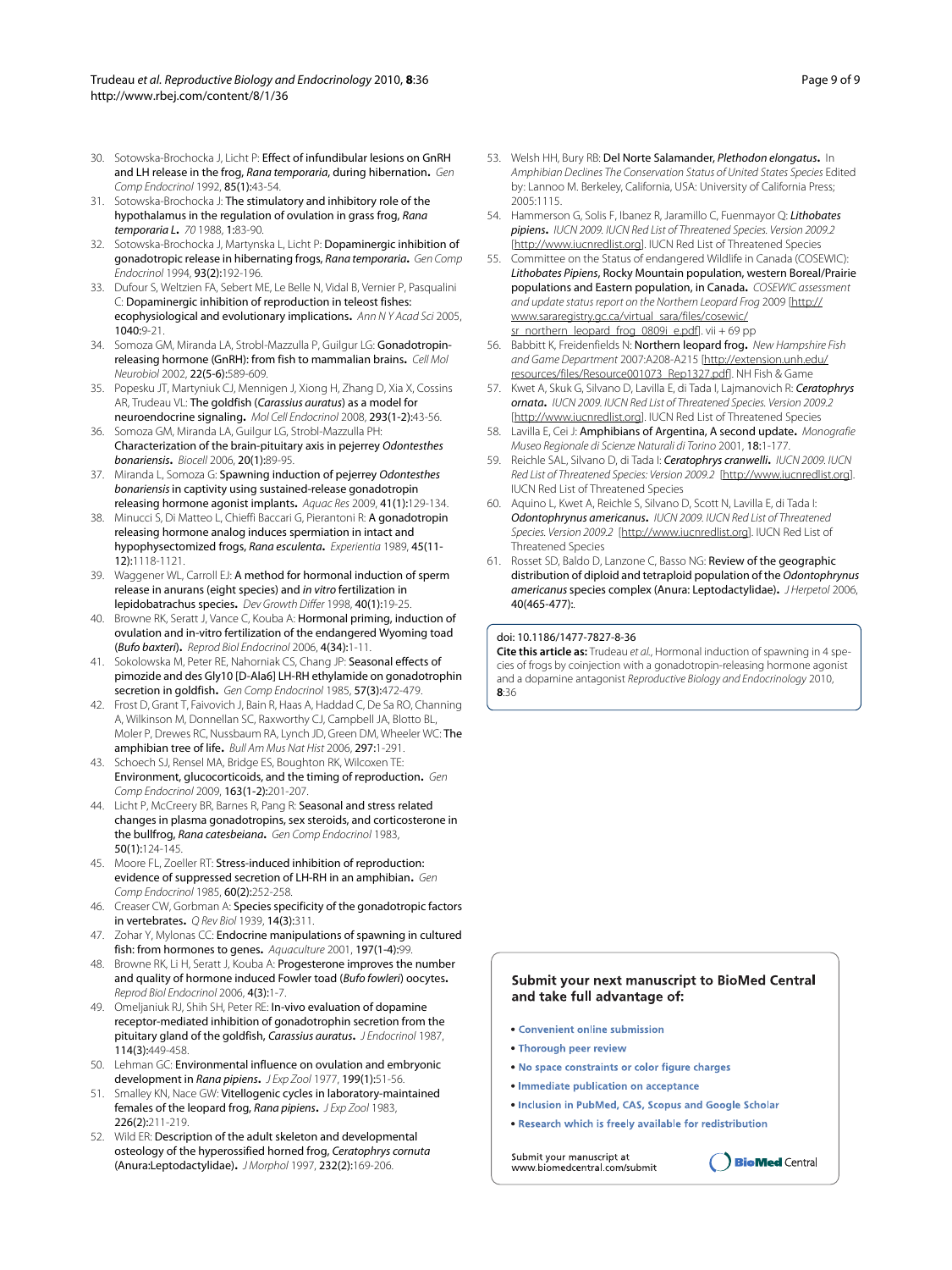30. Sotowska-Brochocka J, Licht P: **Effect of infundibular lesions on GnRH and LH release in the frog, *Rana temporaria*, during hibernation.** *Gen Comp Endocrinol* 1992, **85(1):**43-54.
31. Sotowska-Brochocka J: **The stimulatory and inhibitory role of the hypothalamus in the regulation of ovulation in grass frog, *Rana temporaria L.*** *70* 1988, **1:**83-90.
32. Sotowska-Brochocka J, Martynska L, Licht P: **Dopaminergic inhibition of gonadotropic release in hibernating frogs, *Rana temporaria*.** *Gen Comp Endocrinol* 1994, **93(2):**192-196.
33. Dufour S, Weltzien FA, Sebert ME, Le Belle N, Vidal B, Vernier P, Pasqualini C: **Dopaminergic inhibition of reproduction in teleost fishes: ecophysiological and evolutionary implications.** *Ann N Y Acad Sci* 2005, **1040:**9-21.
34. Somoza GM, Miranda LA, Strobl-Mazzulla P, Guilgur LG: **Gonadotropin-releasing hormone (GnRH): from fish to mammalian brains.** *Cell Mol Neurobiol* 2002, **22(5-6):**589-609.
35. Popesku JT, Martyniuk CJ, Mennigen J, Xiong H, Zhang D, Xia X, Cossins AR, Trudeau VL: **The goldfish (*Carassius auratus*) as a model for neuroendocrine signaling.** *Mol Cell Endocrinol* 2008, **293(1-2):**43-56.
36. Somoza GM, Miranda LA, Guilgur LG, Strobl-Mazzulla PH: **Characterization of the brain-pituitary axis in pejerrey *Odontesthes bonariensis*.** *Biocell* 2006, **20(1):**89-95.
37. Miranda L, Somoza G: **Spawning induction of pejerrey *Odontesthes bonariensis* in captivity using sustained-release gonadotropin releasing hormone agonist implants.** *Aquac Res* 2009, **41(1):**129-134.
38. Minucci S, Di Matteo L, Chieffi Baccari G, Pierantoni R: **A gonadotropin releasing hormone analog induces spermiation in intact and hypophysectomized frogs, *Rana esculenta*.** *Experientia* 1989, **45(11-12):**1118-1121.
39. Waggener WL, Carroll EJ: **A method for hormonal induction of sperm release in anurans (eight species) and *in vitro* fertilization in lepidobatrachus species.** *Dev Growth Differ* 1998, **40(1):**19-25.
40. Browne RK, Seratt J, Vance C, Kouba A: **Hormonal priming, induction of ovulation and in-vitro fertilization of the endangered Wyoming toad (*Bufo baxteri*).** *Reprod Biol Endocrinol* 2006, **4(34):**1-11.
41. Sokolowska M, Peter RE, Nahorniak CS, Chang JP: **Seasonal effects of pimozide and des Gly10 [D-Ala6] LH-RH ethylamide on gonadotrophin secretion in goldfish.** *Gen Comp Endocrinol* 1985, **57(3):**472-479.
42. Frost D, Grant T, Faivovich J, Bain R, Haas A, Haddad C, De Sa RO, Channing A, Wilkinson M, Donnellan SC, Raxworthy CJ, Campbell JA, Blotto BL, Moler P, Drewes RC, Nussbaum RA, Lynch JD, Green DM, Wheeler WC: **The amphibian tree of life.** *Bull Am Mus Nat Hist* 2006, **297:**1-291.
43. Schoech SJ, Rensel MA, Bridge ES, Boughton RK, Wilcoxen TE: **Environment, glucocorticoids, and the timing of reproduction.** *Gen Comp Endocrinol* 2009, **163(1-2):**201-207.
44. Licht P, McCreery BR, Barnes R, Pang R: **Seasonal and stress related changes in plasma gonadotropins, sex steroids, and corticosterone in the bullfrog, *Rana catesbeiana*.** *Gen Comp Endocrinol* 1983, **50(1):**124-145.
45. Moore FL, Zoeller RT: **Stress-induced inhibition of reproduction: evidence of suppressed secretion of LH-RH in an amphibian.** *Gen Comp Endocrinol* 1985, **60(2):**252-258.
46. Creaser CW, Gorbman A: **Species specificity of the gonadotropic factors in vertebrates.** *Q Rev Biol* 1939, **14(3):**311.
47. Zohar Y, Mylonas CC: **Endocrine manipulations of spawning in cultured fish: from hormones to genes.** *Aquaculture* 2001, **197(1-4):**99.
48. Browne RK, Li H, Seratt J, Kouba A: **Progesterone improves the number and quality of hormone induced Fowler toad (*Bufo fowleri*) oocytes.** *Reprod Biol Endocrinol* 2006, **4(3):**1-7.
49. Omeljaniuk RJ, Shih SH, Peter RE: **In-vivo evaluation of dopamine receptor-mediated inhibition of gonadotrophin secretion from the pituitary gland of the goldfish, *Carassius auratus*.** *J Endocrinol* 1987, **114(3):**449-458.
50. Lehman GC: **Environmental influence on ovulation and embryonic development in *Rana pipiens*.** *J Exp Zool* 1977, **199(1):**51-56.
51. Smalley KN, Nace GW: **Vitellogenic cycles in laboratory-maintained females of the leopard frog, *Rana pipiens*.** *J Exp Zool* 1983, **226(2):**211-219.
52. Wild ER: **Description of the adult skeleton and developmental osteology of the hyperossified horned frog, *Ceratophrys cornuta* (Anura:Leptodactylidae).** *J Morphol* 1997, **232(2):**169-206.
53. Welsh HH, Bury RB: **Del Norte Salamander, *Plethodon elongatus*.** In *Amphibian Declines The Conservation Status of United States Species* Edited by: Lannoo M. Berkeley, California, USA: University of California Press; 2005:1115.
54. Hammerson G, Solis F, Ibanez R, Jaramillo C, Fuenmayor Q: ***Lithobates pipiens*.** *IUCN 2009. IUCN Red List of Threatened Species. Version 2009.2* [http://www.iucnredlist.org]. IUCN Red List of Threatened Species
55. Committee on the Status of endangered Wildlife in Canada (COSEWIC): ***Lithobates Pipiens*, Rocky Mountain population, western Boreal/Prairie populations and Eastern population, in Canada.** *COSEWIC assessment and update status report on the Northern Leopard Frog* 2009 [http://www.sararegistry.gc.ca/virtual_sara/files/cosewic/sr_northern_leopard_frog_0809i_e.pdf]. vii + 69 pp
56. Babbitt K, Freidenfields N: **Northern leopard frog.** *New Hampshire Fish and Game Department* 2007:A208-A215 [http://extension.unh.edu/resources/files/Resource001073_Rep1327.pdf]. NH Fish & Game
57. Kwet A, Skuk G, Silvano D, Lavilla E, di Tada I, Lajmanovich R: ***Ceratophrys ornata*.** *IUCN 2009. IUCN Red List of Threatened Species. Version 2009.2* [http://www.iucnredlist.org]. IUCN Red List of Threatened Species
58. Lavilla E, Cei J: **Amphibians of Argentina, A second update.** *Monografie Museo Regionale di Scienze Naturali di Torino* 2001, **18:**1-177.
59. Reichle SAL, Silvano D, di Tada I: ***Ceratophrys cranwelli*.** *IUCN 2009. IUCN Red List of Threatened Species: Version 2009.2* [http://www.iucnredlist.org]. IUCN Red List of Threatened Species
60. Aquino L, Kwet A, Reichle S, Silvano D, Scott N, Lavilla E, di Tada I: ***Odontophrynus americanus*.** *IUCN 2009. IUCN Red List of Threatened Species. Version 2009.2* [http://www.iucnredlist.org]. IUCN Red List of Threatened Species
61. Rosset SD, Baldo D, Lanzone C, Basso NG: **Review of the geographic distribution of diploid and tetraploid population of the *Odontophrynus americanus* species complex (Anura: Leptodactylidae).** *J Herpetol* 2006, 40(465-477):.

doi: 10.1186/1477-7827-8-36

**Cite this article as:** Trudeau *et al.*, Hormonal induction of spawning in 4 species of frogs by coinjection with a gonadotropin-releasing hormone agonist and a dopamine antagonist *Reproductive Biology and Endocrinology* 2010, **8**:36

**Submit your next manuscript to BioMed Central and take full advantage of:**

- Convenient online submission
- Thorough peer review
- No space constraints or color figure charges
- Immediate publication on acceptance
- Inclusion in PubMed, CAS, Scopus and Google Scholar
- Research which is freely available for redistribution

Submit your manuscript at www.biomedcentral.com/submit

BioMed Central